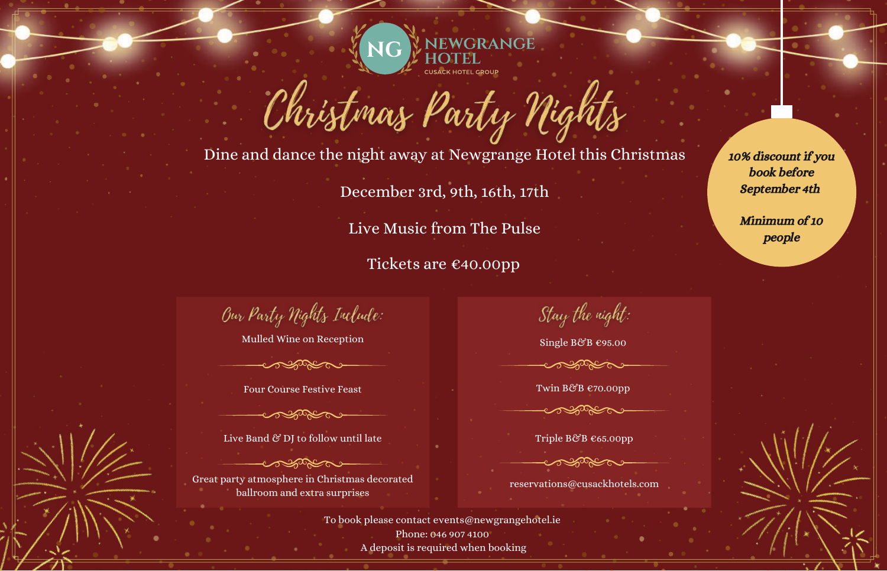NG NEWGRANGE HOTEL
CUSACK HOTEL GROUP

# Christmas Party Nights

Dine and dance the night away at Newgrange Hotel this Christmas

December 3rd, 9th, 16th, 17th

Live Music from The Pulse

Tickets are €40.00pp

***10% discount if you book before September 4th***

***Minimum of 10 people***

## Our Party Nights Include:

Mulled Wine on Reception

Four Course Festive Feast

Live Band & DJ to follow until late

Great party atmosphere in Christmas decorated ballroom and extra surprises

## Stay the night:

Single B&B €95.00

Twin B&B €70.00pp

Triple B&B €65.00pp

reservations@cusackhotels.com

To book please contact events@newgrangehotel.ie
Phone: 046 907 4100
A deposit is required when booking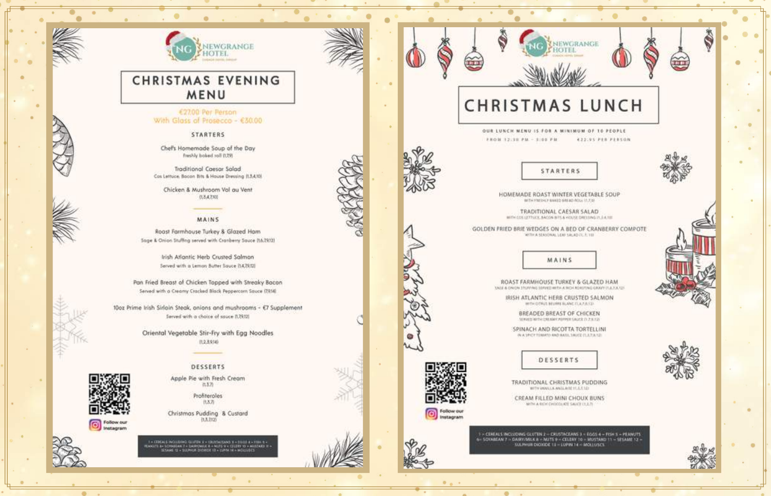NEWGRANGE HOTEL

# CHRISTMAS EVENING MENU

€27.00 Per Person
With Glass of Prosecco - €30.00

## STARTERS

Chef's Homemade Soup of the Day
Freshly baked roll (1,7,9)

Traditional Caesar Salad
Cos Lettuce, Bacon Bits & House Dressing (1,3,4,10)

Chicken & Mushroom Vol au Vent
(1,3,4,7,10)

## MAINS

Roast Farmhouse Turkey & Glazed Ham
Sage & Onion Stuffing served with Cranberry Sauce (1,6,7,9,12)

Irish Atlantic Herb Crusted Salmon
Served with a Lemon Butter Sauce (1,4,7,9,12)

Pan Fried Breast of Chicken Topped with Streaky Bacon
Served with a Creamy Cracked Black Peppercorn Sauce (7,9,14)

10oz Prime Irish Sirloin Steak, onions and mushrooms - €7 Supplement
Served with a choice of sauce (1,7,9,12)

Oriental Vegetable Stir-Fry with Egg Noodles
(1,2,3,9,14)

## DESSERTS

Apple Pie with Fresh Cream
(1,3,7)

Profiteroles
(1,3,7)

Christmas Pudding & Custard
(1,3,7,12)

Follow our Instagram

1 = CEREALS INCLUDING GLUTEN 2 = CRUSTACEANS 3 = EGGS 4 = FISH 5 = PEANUTS 6= SOYABEAN 7 = DAIRY/MILK 8 = NUTS 9 = CELERY 10 = MUSTARD 11 = SESAME 12 = SULPHUR DIOXIDE 13 = LUPIN 14 = MOLLUSCS

NEWGRANGE HOTEL

# CHRISTMAS LUNCH

OUR LUNCH MENU IS FOR A MINIMUM OF 10 PEOPLE
FROM 12:30 PM - 3:00 PM €22.95 PER PERSON

## STARTERS

HOMEMADE ROAST WINTER VEGETABLE SOUP
WITH FRESHLY BAKED BREAD ROLL (1,7,9)

TRADITIONAL CAESAR SALAD
WITH COS LETTUCE, BACON BITS & HOUSE DRESSING (1,3,4,10)

GOLDEN FRIED BRIE WEDGES ON A BED OF CRANBERRY COMPOTE
WITH A SEASONAL LEAF SALAD (1,7,10)

## MAINS

ROAST FARMHOUSE TURKEY & GLAZED HAM
SAGE & ONION STUFFING SERVED WITH A RICH ROASTING GRAVY (1,6,7,9,12)

IRISH ATLANTIC HERB CRUSTED SALMON
WITH CITRUS BEURRE BLANC (1,4,7,9,12)

BREADED BREAST OF CHICKEN
SERVED WITH CREAMY PEPPER SAUCE (1,7,9,12)

SPINACH AND RICOTTA TORTELLINI
IN A SPICY TOMATO AND BASIL SAUCE (1,3,7,9,12)

## DESSERTS

TRADITIONAL CHRISTMAS PUDDING
WITH VANILLA ANGLAISE (1,3,7,12)

CREAM FILLED MINI CHOUX BUNS
WITH A RICH CHOCOLATE SAUCE (1,3,7)

Follow our Instagram

1 = CEREALS INCLUDING GLUTEN 2 = CRUSTACEANS 3 = EGGS 4 = FISH 5 = PEANUTS 6= SOYABEAN 7 = DAIRY/MILK 8 = NUTS 9 = CELERY 10 = MUSTARD 11 = SESAME 12 = SULPHUR DIOXIDE 13 = LUPIN 14 = MOLLUSCS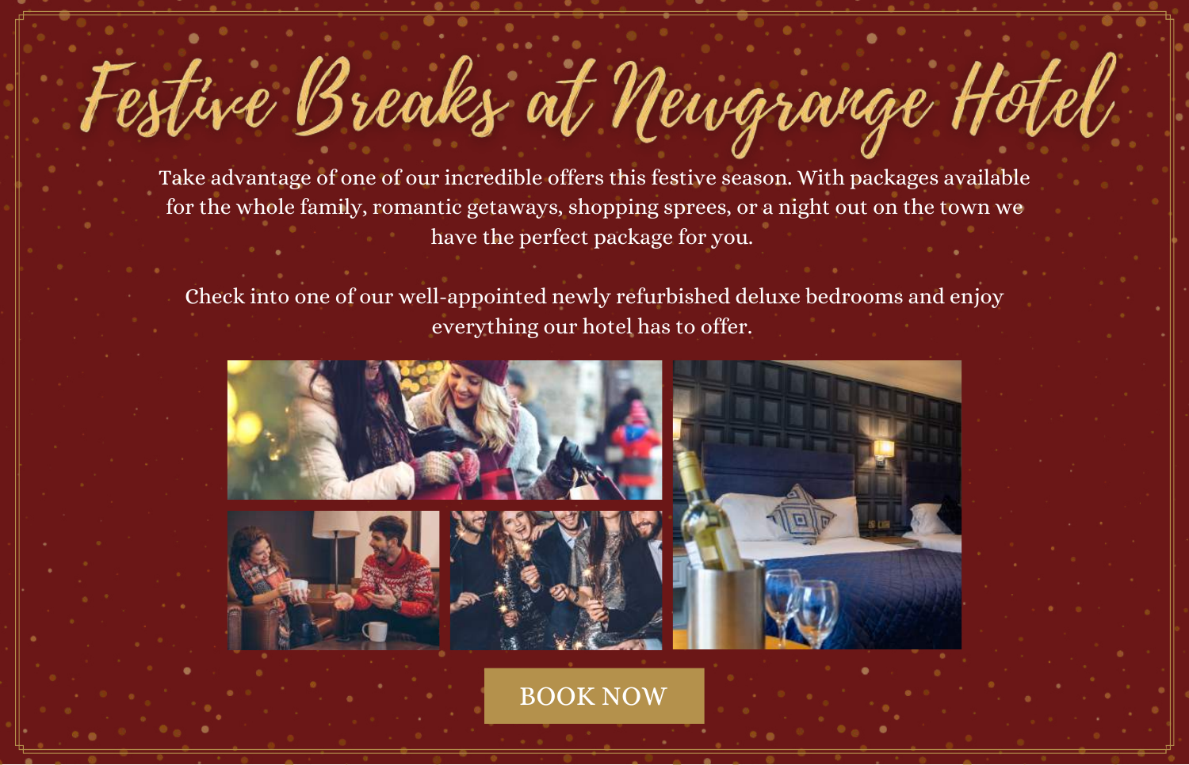# Festive Breaks at Newgrange Hotel

Take advantage of one of our incredible offers this festive season. With packages available for the whole family, romantic getaways, shopping sprees, or a night out on the town we have the perfect package for you.

Check into one of our well-appointed newly refurbished deluxe bedrooms and enjoy everything our hotel has to offer.

BOOK NOW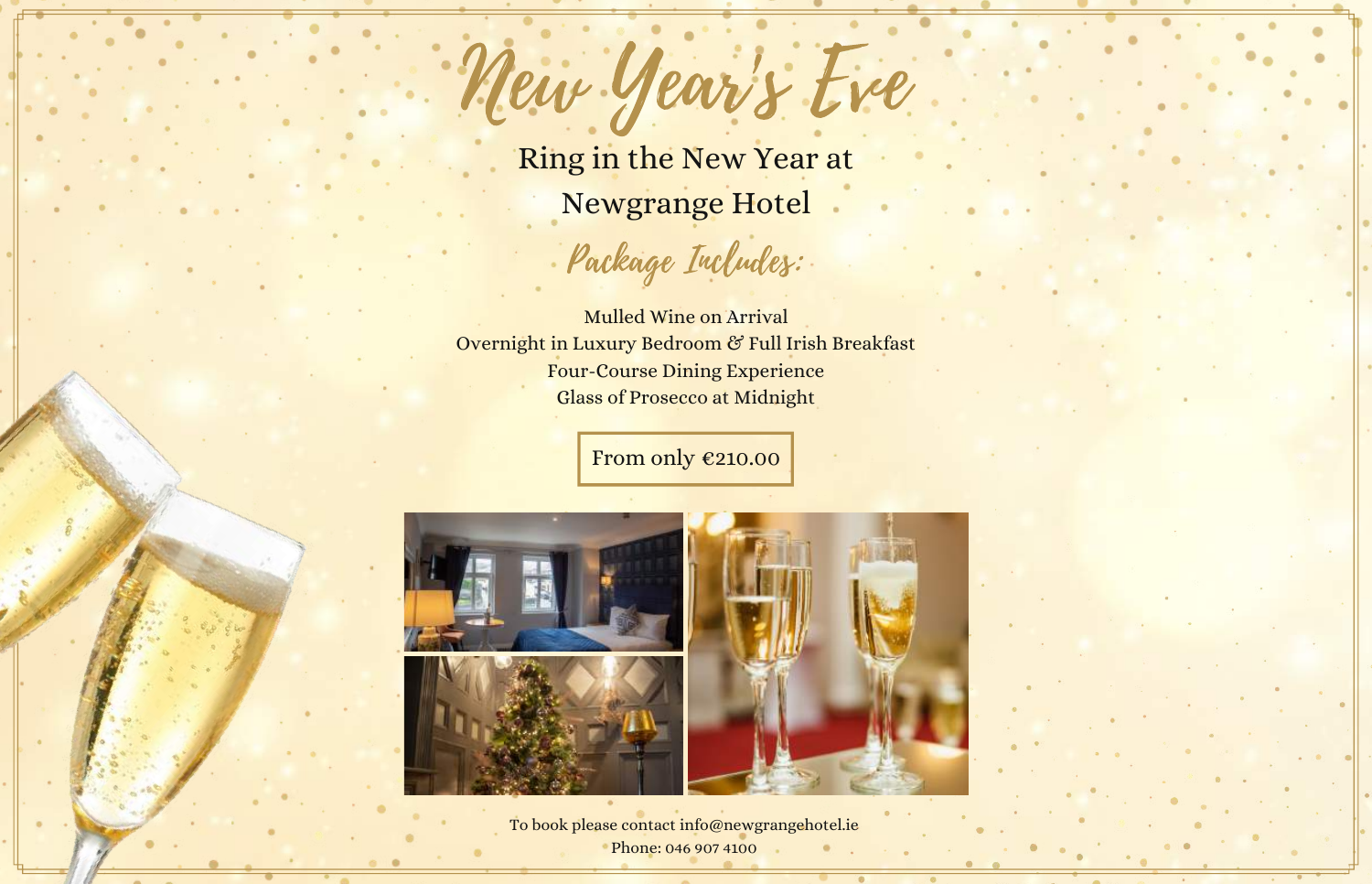# New Year's Eve

## Ring in the New Year at Newgrange Hotel

### Package Includes:

Mulled Wine on Arrival
Overnight in Luxury Bedroom & Full Irish Breakfast
Four-Course Dining Experience
Glass of Prosecco at Midnight

**From only €210.00**

To book please contact info@newgrangehotel.ie
Phone: 046 907 4100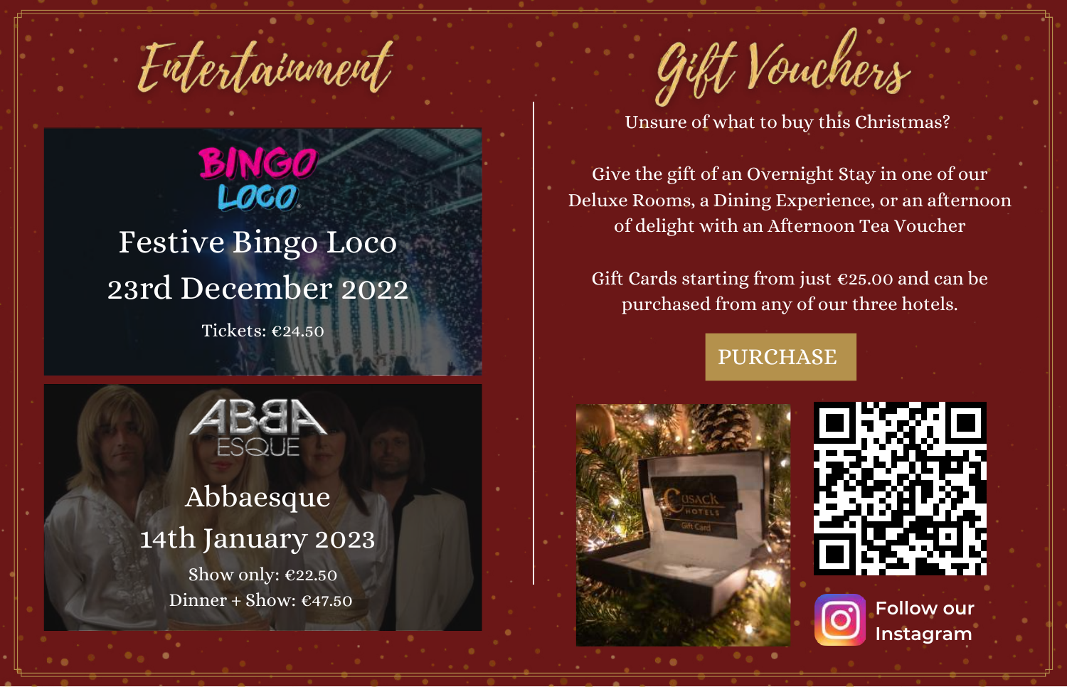# Entertainment

BINGO LOCO

## Festive Bingo Loco

## 23rd December 2022

Tickets: €24.50

ABBA ESQUE

## Abbaesque

## 14th January 2023

Show only: €22.50

Dinner + Show: €47.50

# Gift Vouchers

Unsure of what to buy this Christmas?

Give the gift of an Overnight Stay in one of our Deluxe Rooms, a Dining Experience, or an afternoon of delight with an Afternoon Tea Voucher

Gift Cards starting from just €25.00 and can be purchased from any of our three hotels.

PURCHASE

Follow our Instagram